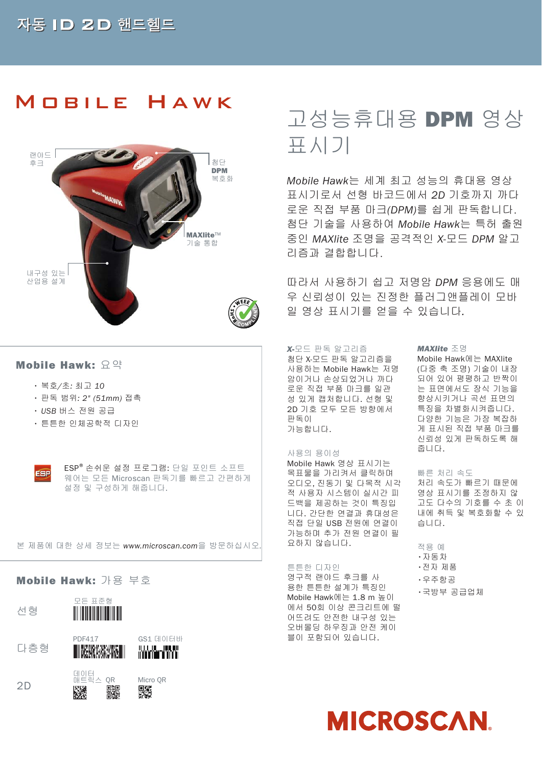자동 ID 2D 핸드헬드

# Mobile Hawk

랜야드 후크

첨단 DPM 복호화

MAXlite™ 기술 통합

내구성 있는 산업용 설계

# 고성능휴대용 **DPM** 영상 표시기

*Mobile Hawk*는 세계 최고 성능의 휴대용 영상 표시기로서 선형 바코드에서 *2D* 기호까지 까다로운 직접 부품 마크*(DPM)*를 쉽게 판독합니다. 첨단 기술을 사용하여 *Mobile Hawk*는 특허 출원 중인 *MAXlite* 조명을 공격적인 *X*-모드 *DPM* 알고리즘과 결합합니다.

따라서 사용하기 쉽고 저명암 *DPM* 응용에도 매우 신뢰성이 있는 진정한 플러그앤플레이 모바일 영상 표시기를 얻을 수 있습니다.

## Mobile Hawk: 요약

- 복호/초: 최고 *10*
- 판독 범위: *2" (51mm)* 접촉
- *USB* 버스 전원 공급
- 튼튼한 인체공학적 디자인

ESP® 손쉬운 설정 프로그램: 단일 포인트 소프트웨어는 모든 Microscan 판독기를 빠르고 간편하게 설정 및 구성하게 해줍니다.

본 제품에 대한 상세 정보는 *www.microscan.com*을 방문하십시오.

### *X*-모드 판독 알고리즘

첨단 X-모드 판독 알고리즘을 사용하는 Mobile Hawk는 저명암이거나 손상되었거나 까다로운 직접 부품 마크를 일관성 있게 캡처합니다. 선형 및 2D 기호 모두 모든 방향에서 판독이 가능합니다.

### 사용의 용이성

Mobile Hawk 영상 표시기는 목표물을 가리켜서 클릭하며 오디오, 진동기 및 다목적 시각적 사용자 시스템이 실시간 피드백을 제공하는 것이 특징입니다. 간단한 연결과 휴대성은 직접 단일 USB 전원에 연결이 가능하며 추가 전원 연결이 필요하지 않습니다.

### 튼튼한 디자인

영구적 랜야드 후크를 사용한 튼튼한 설계가 특징인 Mobile Hawk에는 1.8 m 높이에서 50회 이상 콘크리트에 떨어뜨려도 안전한 내구성 있는 오버몰딩 하우징과 안전 케이블이 포함되어 있습니다.

### *MAXlite* 조명

Mobile Hawk에는 MAXlite (다중 축 조명) 기술이 내장되어 있어 평평하고 반짝이는 표면에서도 장식 기능을 향상시키거나 곡선 표면의 특징을 차별화시켜줍니다. 다양한 기능은 가장 복잡하게 표시된 직접 부품 마크를 신뢰성 있게 판독하도록 해줍니다.

### 빠른 처리 속도

처리 속도가 빠르기 때문에 영상 표시기를 조정하지 않고도 다수의 기호를 수 초 이내에 취득 및 복호화할 수 있습니다.

### 적용 예

- 자동차
- 전자 제품
- 우주항공
- 국방부 공급업체

## Mobile Hawk: 가용 부호

| | | |
|---|---|---|
| 선형 | 모든 표준형 | |
| 다층형 | PDF417 | GS1 데이터바 |
| 2D | 데이터 매트릭스 QR | Micro QR |

MICROSCAN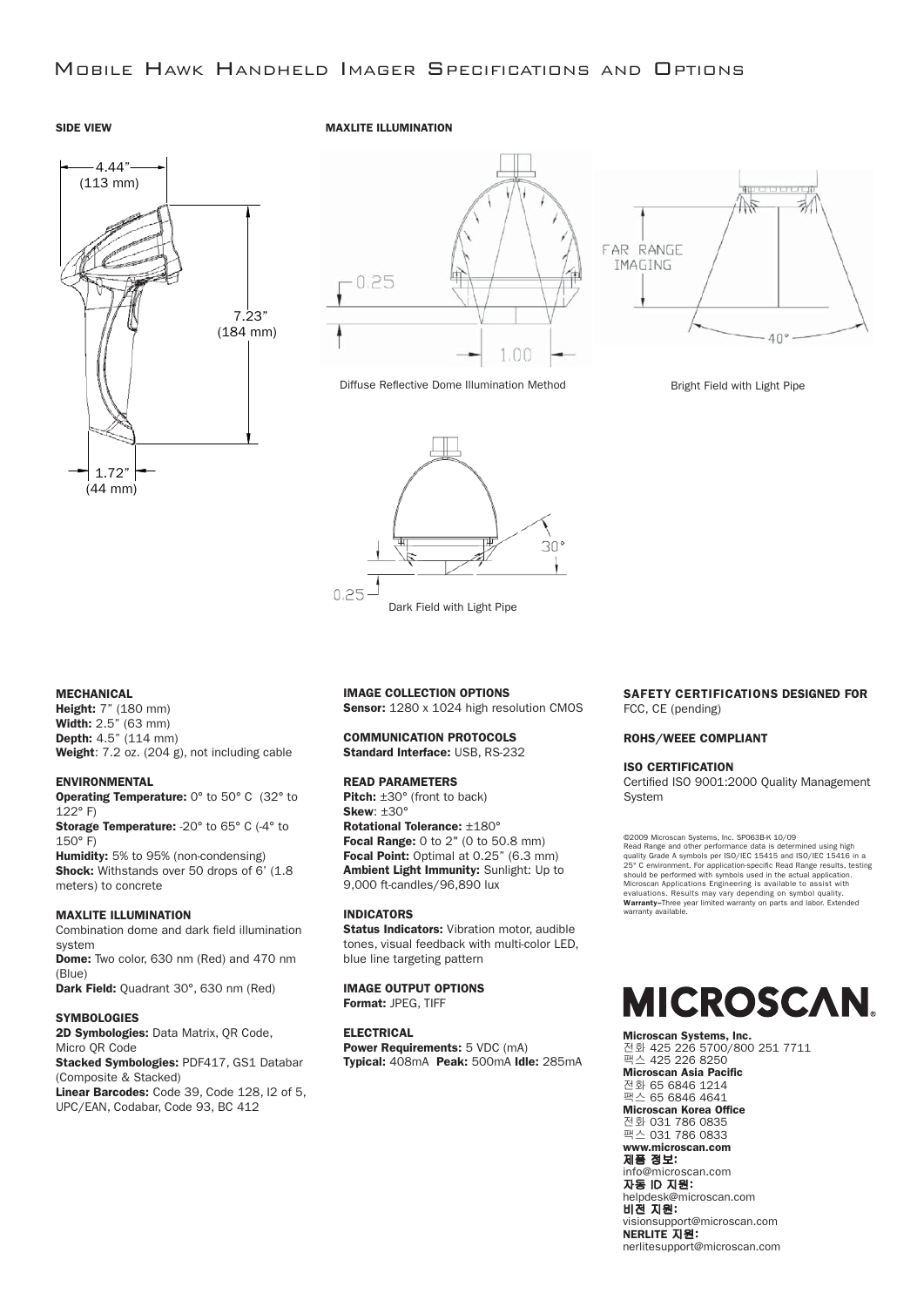# Mobile Hawk Handheld Imager Specifications and Options

**SIDE VIEW**

4.44"
(113 mm)

7.23"
(184 mm)

1.72"
(44 mm)

**MAXLITE ILLUMINATION**

0.25

1.00

Diffuse Reflective Dome Illumination Method

FAR RANGE IMAGING

40°

Bright Field with Light Pipe

30°

0.25

Dark Field with Light Pipe

### MECHANICAL

**Height:** 7" (180 mm)
**Width:** 2.5" (63 mm)
**Depth:** 4.5" (114 mm)
**Weight**: 7.2 oz. (204 g), not including cable

### ENVIRONMENTAL

**Operating Temperature:** 0° to 50° C (32° to 122° F)
**Storage Temperature:** -20° to 65° C (-4° to 150° F)
**Humidity:** 5% to 95% (non-condensing)
**Shock:** Withstands over 50 drops of 6' (1.8 meters) to concrete

### MAXLITE ILLUMINATION

Combination dome and dark field illumination system
**Dome:** Two color, 630 nm (Red) and 470 nm (Blue)
**Dark Field:** Quadrant 30°, 630 nm (Red)

### SYMBOLOGIES

**2D Symbologies:** Data Matrix, QR Code, Micro QR Code
**Stacked Symbologies:** PDF417, GS1 Databar (Composite & Stacked)
**Linear Barcodes:** Code 39, Code 128, I2 of 5, UPC/EAN, Codabar, Code 93, BC 412

### IMAGE COLLECTION OPTIONS

**Sensor:** 1280 x 1024 high resolution CMOS

### COMMUNICATION PROTOCOLS

**Standard Interface:** USB, RS-232

### READ PARAMETERS

**Pitch:** ±30° (front to back)
**Skew**: ±30°
**Rotational Tolerance:** ±180°
**Focal Range:** 0 to 2" (0 to 50.8 mm)
**Focal Point:** Optimal at 0.25" (6.3 mm)
**Ambient Light Immunity:** Sunlight: Up to 9,000 ft-candles/96,890 lux

### INDICATORS

**Status Indicators:** Vibration motor, audible tones, visual feedback with multi-color LED, blue line targeting pattern

### IMAGE OUTPUT OPTIONS

**Format:** JPEG, TIFF

### ELECTRICAL

**Power Requirements:** 5 VDC (mA)
**Typical:** 408mA **Peak:** 500mA **Idle:** 285mA

### SAFETY CERTIFICATIONS DESIGNED FOR

FCC, CE (pending)

### ROHS/WEEE COMPLIANT

### ISO CERTIFICATION

Certified ISO 9001:2000 Quality Management System

©2009 Microscan Systems, Inc. SP063B-K 10/09
Read Range and other performance data is determined using high quality Grade A symbols per ISO/IEC 15415 and ISO/IEC 15416 in a 25° C environment. For application-specific Read Range results, testing should be performed with symbols used in the actual application. Microscan Applications Engineering is available to assist with evaluations. Results may vary depending on symbol quality.
**Warranty**–Three year limited warranty on parts and labor. Extended warranty available.

**MICROSCAN.**

**Microscan Systems, Inc.**
전화 425 226 5700/800 251 7711
팩스 425 226 8250
**Microscan Asia Pacific**
전화 65 6846 1214
팩스 65 6846 4641
**Microscan Korea Office**
전화 031 786 0835
팩스 031 786 0833
**www.microscan.com**
**제품 정보:**
info@microscan.com
**자동 ID 지원:**
helpdesk@microscan.com
**비전 지원:**
visionsupport@microscan.com
**NERLITE 지원:**
nerlitesupport@microscan.com